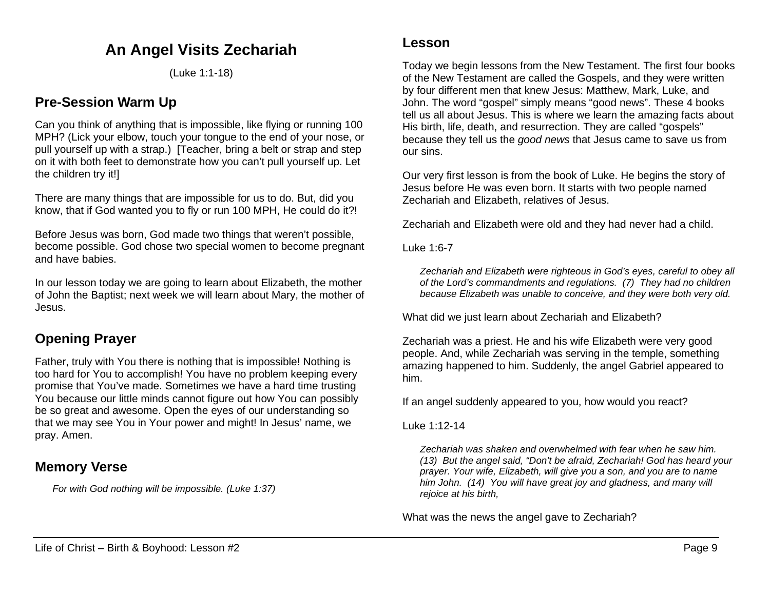# An Angel Visits Zechariah

(Luke 1:1-18)

## Pre-Session Warm Up

Can you think of anything that is impossible, like flying or running 100 MPH? (Lick your elbow, touch your tongue to the end of your nose, or pull yourself up with a strap.) [Teacher, bring a belt or strap and step on it with both feet to demonstrate how you can't pull yourself up. Let the children try it!]

There are many things that are impossible for us to do. But, did you know, that if God wanted you to fly or run 100 MPH, He could do it?!

Before Jesus was born, God made two things that weren't possible, become possible. God chose two special women to become pregnant and have babies.

In our lesson today we are going to learn about Elizabeth, the mother of John the Baptist; next week we will learn about Mary, the mother of Jesus.

## Opening Prayer

Father, truly with You there is nothing that is impossible! Nothing is too hard for You to accomplish! You have no problem keeping every promise that You've made. Sometimes we have a hard time trusting You because our little minds cannot figure out how You can possibly be so great and awesome. Open the eyes of our understanding so that we may see You in Your power and might! In Jesus' name, we pray. Amen.

## Memory Verse

> *For with God nothing will be impossible. (Luke 1:37)*

## Lesson

Today we begin lessons from the New Testament. The first four books of the New Testament are called the Gospels, and they were written by four different men that knew Jesus: Matthew, Mark, Luke, and John. The word "gospel" simply means "good news". These 4 books tell us all about Jesus. This is where we learn the amazing facts about His birth, life, death, and resurrection. They are called "gospels" because they tell us the *good news* that Jesus came to save us from our sins.

Our very first lesson is from the book of Luke. He begins the story of Jesus before He was even born. It starts with two people named Zechariah and Elizabeth, relatives of Jesus.

Zechariah and Elizabeth were old and they had never had a child.

Luke 1:6-7

> *Zechariah and Elizabeth were righteous in God's eyes, careful to obey all of the Lord's commandments and regulations. (7) They had no children because Elizabeth was unable to conceive, and they were both very old.*

What did we just learn about Zechariah and Elizabeth?

Zechariah was a priest. He and his wife Elizabeth were very good people. And, while Zechariah was serving in the temple, something amazing happened to him. Suddenly, the angel Gabriel appeared to him.

If an angel suddenly appeared to you, how would you react?

Luke 1:12-14

> *Zechariah was shaken and overwhelmed with fear when he saw him. (13) But the angel said, "Don't be afraid, Zechariah! God has heard your prayer. Your wife, Elizabeth, will give you a son, and you are to name him John. (14) You will have great joy and gladness, and many will rejoice at his birth,*

What was the news the angel gave to Zechariah?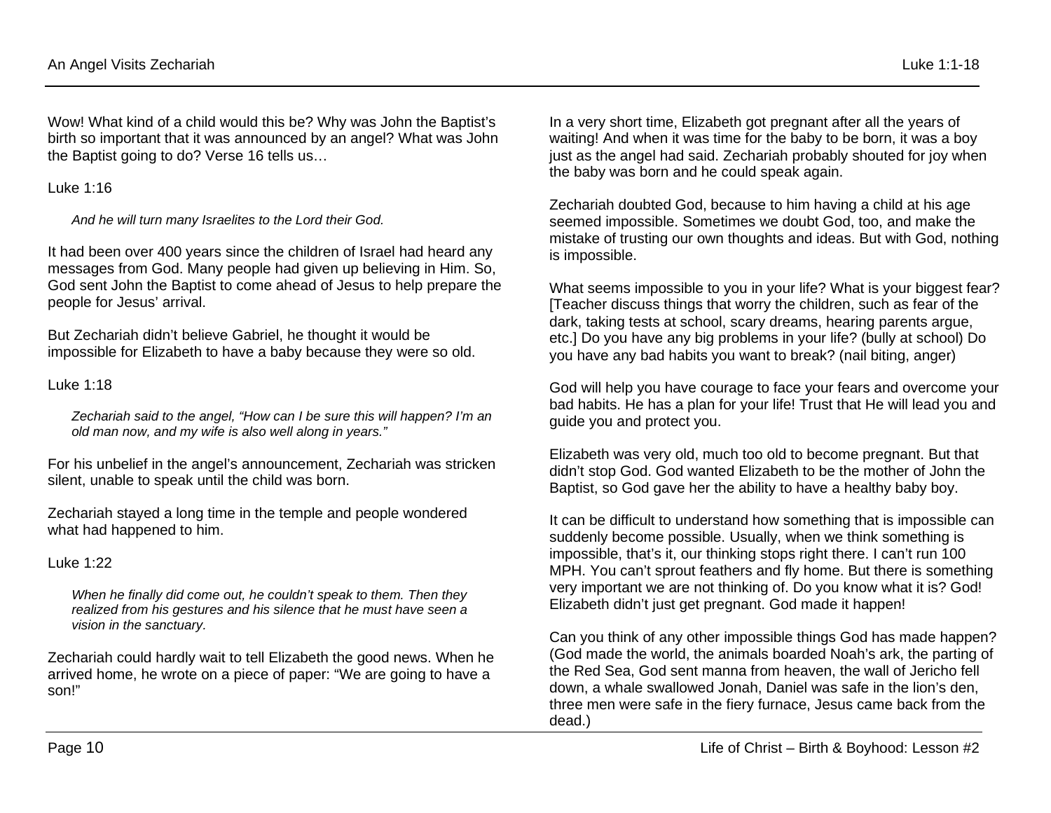Wow! What kind of a child would this be? Why was John the Baptist's birth so important that it was announced by an angel? What was John the Baptist going to do? Verse 16 tells us…

Luke 1:16

> *And he will turn many Israelites to the Lord their God.*

It had been over 400 years since the children of Israel had heard any messages from God. Many people had given up believing in Him. So, God sent John the Baptist to come ahead of Jesus to help prepare the people for Jesus' arrival.

But Zechariah didn't believe Gabriel, he thought it would be impossible for Elizabeth to have a baby because they were so old.

Luke 1:18

> *Zechariah said to the angel, "How can I be sure this will happen? I'm an old man now, and my wife is also well along in years."*

For his unbelief in the angel's announcement, Zechariah was stricken silent, unable to speak until the child was born.

Zechariah stayed a long time in the temple and people wondered what had happened to him.

Luke 1:22

> *When he finally did come out, he couldn't speak to them. Then they realized from his gestures and his silence that he must have seen a vision in the sanctuary.*

Zechariah could hardly wait to tell Elizabeth the good news. When he arrived home, he wrote on a piece of paper: "We are going to have a son!"

In a very short time, Elizabeth got pregnant after all the years of waiting! And when it was time for the baby to be born, it was a boy just as the angel had said. Zechariah probably shouted for joy when the baby was born and he could speak again.

Zechariah doubted God, because to him having a child at his age seemed impossible. Sometimes we doubt God, too, and make the mistake of trusting our own thoughts and ideas. But with God, nothing is impossible.

What seems impossible to you in your life? What is your biggest fear? [Teacher discuss things that worry the children, such as fear of the dark, taking tests at school, scary dreams, hearing parents argue, etc.] Do you have any big problems in your life? (bully at school) Do you have any bad habits you want to break? (nail biting, anger)

God will help you have courage to face your fears and overcome your bad habits. He has a plan for your life! Trust that He will lead you and guide you and protect you.

Elizabeth was very old, much too old to become pregnant. But that didn't stop God. God wanted Elizabeth to be the mother of John the Baptist, so God gave her the ability to have a healthy baby boy.

It can be difficult to understand how something that is impossible can suddenly become possible. Usually, when we think something is impossible, that's it, our thinking stops right there. I can't run 100 MPH. You can't sprout feathers and fly home. But there is something very important we are not thinking of. Do you know what it is? God! Elizabeth didn't just get pregnant. God made it happen!

Can you think of any other impossible things God has made happen? (God made the world, the animals boarded Noah's ark, the parting of the Red Sea, God sent manna from heaven, the wall of Jericho fell down, a whale swallowed Jonah, Daniel was safe in the lion's den, three men were safe in the fiery furnace, Jesus came back from the dead.)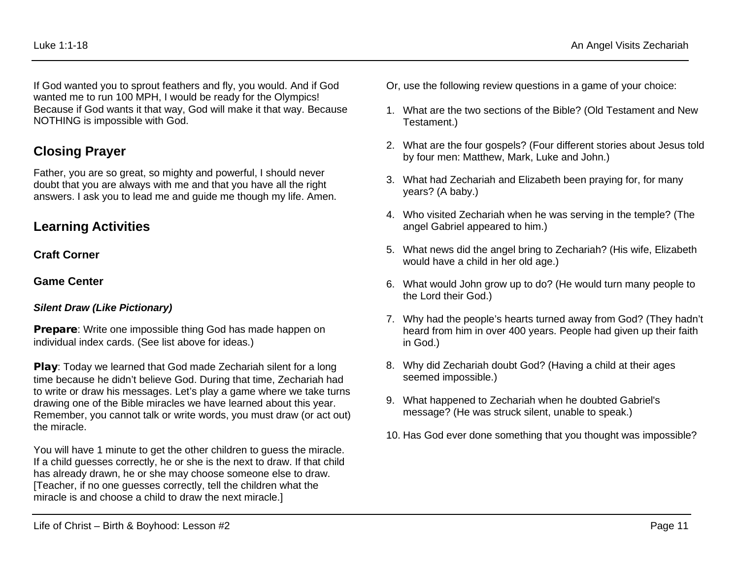If God wanted you to sprout feathers and fly, you would. And if God wanted me to run 100 MPH, I would be ready for the Olympics! Because if God wants it that way, God will make it that way. Because NOTHING is impossible with God.

## Closing Prayer

Father, you are so great, so mighty and powerful, I should never doubt that you are always with me and that you have all the right answers. I ask you to lead me and guide me though my life. Amen.

## Learning Activities

### Craft Corner

### Game Center

#### *Silent Draw (Like Pictionary)*

**Prepare**: Write one impossible thing God has made happen on individual index cards. (See list above for ideas.)

**Play**: Today we learned that God made Zechariah silent for a long time because he didn't believe God. During that time, Zechariah had to write or draw his messages. Let's play a game where we take turns drawing one of the Bible miracles we have learned about this year. Remember, you cannot talk or write words, you must draw (or act out) the miracle.

You will have 1 minute to get the other children to guess the miracle. If a child guesses correctly, he or she is the next to draw. If that child has already drawn, he or she may choose someone else to draw. [Teacher, if no one guesses correctly, tell the children what the miracle is and choose a child to draw the next miracle.]

Or, use the following review questions in a game of your choice:

1. What are the two sections of the Bible? (Old Testament and New Testament.)
2. What are the four gospels? (Four different stories about Jesus told by four men: Matthew, Mark, Luke and John.)
3. What had Zechariah and Elizabeth been praying for, for many years? (A baby.)
4. Who visited Zechariah when he was serving in the temple? (The angel Gabriel appeared to him.)
5. What news did the angel bring to Zechariah? (His wife, Elizabeth would have a child in her old age.)
6. What would John grow up to do? (He would turn many people to the Lord their God.)
7. Why had the people's hearts turned away from God? (They hadn't heard from him in over 400 years. People had given up their faith in God.)
8. Why did Zechariah doubt God? (Having a child at their ages seemed impossible.)
9. What happened to Zechariah when he doubted Gabriel's message? (He was struck silent, unable to speak.)
10. Has God ever done something that you thought was impossible?